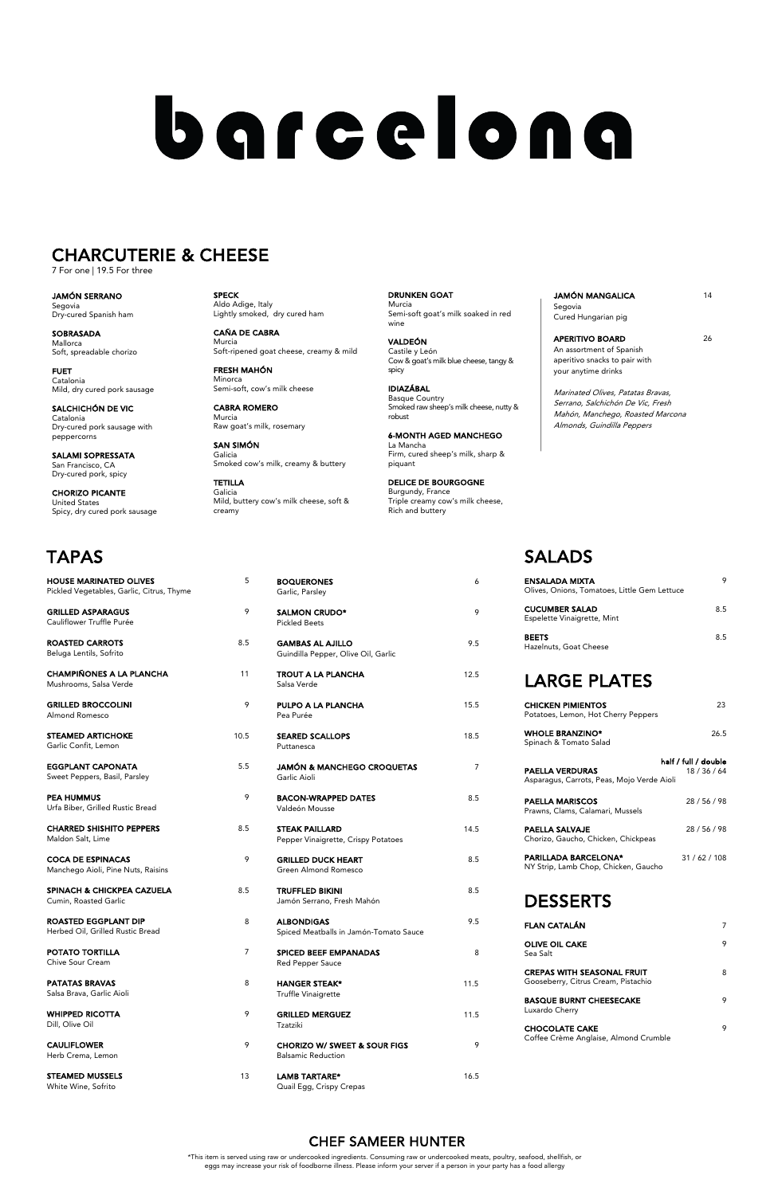# barcelona

## CHARCUTERIE & CHEESE

7 For one | 19.5 For three

**JAMÓN SERRANO**
Segovia
Dry-cured Spanish ham

**SOBRASADA**
Mallorca
Soft, spreadable chorizo

**FUET**
Catalonia
Mild, dry cured pork sausage

**SALCHICHÓN DE VIC**
Catalonia
Dry-cured pork sausage with peppercorns

**SALAMI SOPRESSATA**
San Francisco, CA
Dry-cured pork, spicy

**CHORIZO PICANTE**
United States
Spicy, dry cured pork sausage

**SPECK**
Aldo Adige, Italy
Lightly smoked, dry cured ham

**CAÑA DE CABRA**
Murcia
Soft-ripened goat cheese, creamy & mild

**FRESH MAHÓN**
Minorca
Semi-soft, cow's milk cheese

**CABRA ROMERO**
Murcia
Raw goat's milk, rosemary

**SAN SIMÓN**
Galicia
Smoked cow's milk, creamy & buttery

**TETILLA**
Galicia
Mild, buttery cow's milk cheese, soft & creamy

**DRUNKEN GOAT**
Murcia
Semi-soft goat's milk soaked in red wine

**VALDEÓN**
Castile y León
Cow & goat's milk blue cheese, tangy & spicy

**IDIAZÁBAL**
Basque Country
Smoked raw sheep's milk cheese, nutty & robust

**6-MONTH AGED MANCHEGO**
La Mancha
Firm, cured sheep's milk, sharp & piquant

**DELICE DE BOURGOGNE**
Burgundy, France
Triple creamy cow's milk cheese, Rich and buttery

**JAMÓN MANGALICA** 14
Segovia
Cured Hungarian pig

**APERITIVO BOARD** 26
An assortment of Spanish aperitivo snacks to pair with your anytime drinks

*Marinated Olives, Patatas Bravas, Serrano, Salchichón De Vic, Fresh Mahón, Manchego, Roasted Marcona Almonds, Guindilla Peppers*

## TAPAS

**HOUSE MARINATED OLIVES** 5
Pickled Vegetables, Garlic, Citrus, Thyme

**GRILLED ASPARAGUS** 9
Cauliflower Truffle Purée

**ROASTED CARROTS** 8.5
Beluga Lentils, Sofrito

**CHAMPIÑONES A LA PLANCHA** 11
Mushrooms, Salsa Verde

**GRILLED BROCCOLINI** 9
Almond Romesco

**STEAMED ARTICHOKE** 10.5
Garlic Confit, Lemon

**EGGPLANT CAPONATA** 5.5
Sweet Peppers, Basil, Parsley

**PEA HUMMUS** 9
Urfa Biber, Grilled Rustic Bread

**CHARRED SHISHITO PEPPERS** 8.5
Maldon Salt, Lime

**COCA DE ESPINACAS** 9
Manchego Aioli, Pine Nuts, Raisins

**SPINACH & CHICKPEA CAZUELA** 8.5
Cumin, Roasted Garlic

**ROASTED EGGPLANT DIP** 8
Herbed Oil, Grilled Rustic Bread

**POTATO TORTILLA** 7
Chive Sour Cream

**PATATAS BRAVAS** 8
Salsa Brava, Garlic Aioli

**WHIPPED RICOTTA** 9
Dill, Olive Oil

**CAULIFLOWER** 9
Herb Crema, Lemon

**STEAMED MUSSELS** 13
White Wine, Sofrito

**BOQUERONES** 6
Garlic, Parsley

**SALMON CRUDO*** 9
Pickled Beets

**GAMBAS AL AJILLO** 9.5
Guindilla Pepper, Olive Oil, Garlic

**TROUT A LA PLANCHA** 12.5
Salsa Verde

**PULPO A LA PLANCHA** 15.5
Pea Purée

**SEARED SCALLOPS** 18.5
Puttanesca

**JAMÓN & MANCHEGO CROQUETAS** 7
Garlic Aioli

**BACON-WRAPPED DATES** 8.5
Valdeón Mousse

**STEAK PAILLARD** 14.5
Pepper Vinaigrette, Crispy Potatoes

**GRILLED DUCK HEART** 8.5
Green Almond Romesco

**TRUFFLED BIKINI** 8.5
Jamón Serrano, Fresh Mahón

**ALBONDIGAS** 9.5
Spiced Meatballs in Jamón-Tomato Sauce

**SPICED BEEF EMPANADAS** 8
Red Pepper Sauce

**HANGER STEAK*** 11.5
Truffle Vinaigrette

**GRILLED MERGUEZ** 11.5
Tzatziki

**CHORIZO W/ SWEET & SOUR FIGS** 9
Balsamic Reduction

**LAMB TARTARE*** 16.5
Quail Egg, Crispy Crepas

## SALADS

**ENSALADA MIXTA** 9
Olives, Onions, Tomatoes, Little Gem Lettuce

**CUCUMBER SALAD** 8.5
Espelette Vinaigrette, Mint

**BEETS** 8.5
Hazelnuts, Goat Cheese

## LARGE PLATES

**CHICKEN PIMIENTOS** 23
Potatoes, Lemon, Hot Cherry Peppers

**WHOLE BRANZINO*** 26.5
Spinach & Tomato Salad

*half / full / double*

**PAELLA VERDURAS** 18 / 36 / 64
Asparagus, Carrots, Peas, Mojo Verde Aioli

**PAELLA MARISCOS** 28 / 56 / 98
Prawns, Clams, Calamari, Mussels

**PAELLA SALVAJE** 28 / 56 / 98
Chorizo, Gaucho, Chicken, Chickpeas

**PARILLADA BARCELONA*** 31 / 62 / 108
NY Strip, Lamb Chop, Chicken, Gaucho

## DESSERTS

**FLAN CATALÁN** 7

**OLIVE OIL CAKE** 9
Sea Salt

**CREPAS WITH SEASONAL FRUIT** 8
Gooseberry, Citrus Cream, Pistachio

**BASQUE BURNT CHEESECAKE** 9
Luxardo Cherry

**CHOCOLATE CAKE** 9
Coffee Crème Anglaise, Almond Crumble

## CHEF SAMEER HUNTER

*This item is served using raw or undercooked ingredients. Consuming raw or undercooked meats, poultry, seafood, shellfish, or eggs may increase your risk of foodborne illness. Please inform your server if a person in your party has a food allergy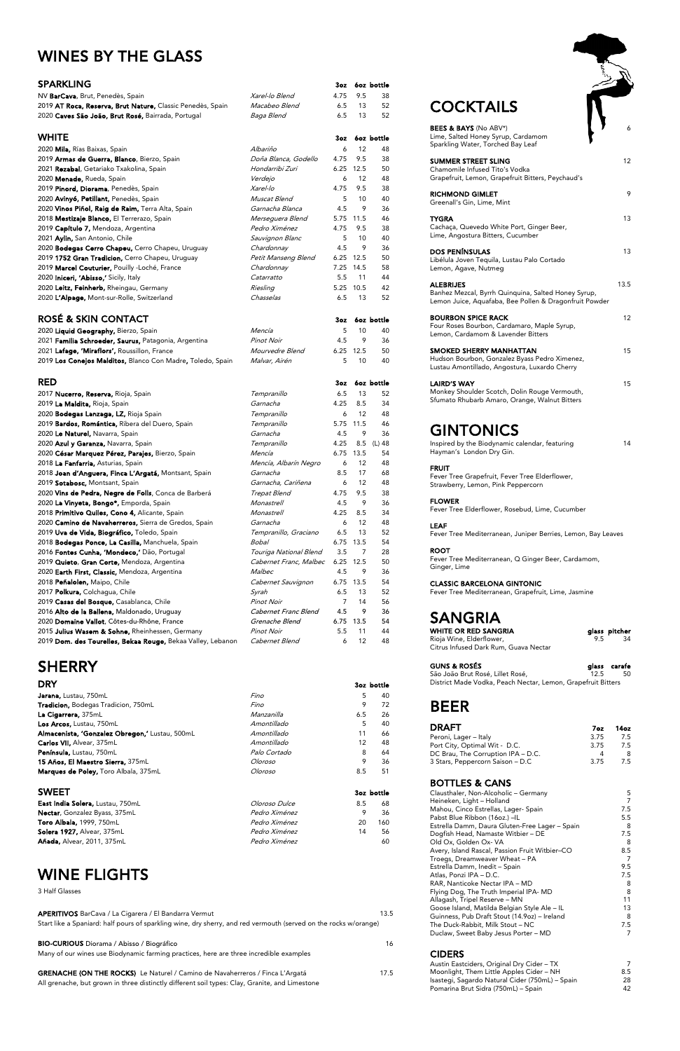# WINES BY THE GLASS

## SPARKLING

| | | 3oz | 6oz | bottle |
|---|---|---|---|---|
| NV **BarCava**, Brut, Penedès, Spain | *Xarel-lo Blend* | 4.75 | 9.5 | 38 |
| 2019 **AT Roca, Reserva, Brut Nature,** Classic Penedès, Spain | *Macabeo Blend* | 6.5 | 13 | 52 |
| 2020 **Caves São João, Brut Rosé,** Bairrada, Portugal | *Baga Blend* | 6.5 | 13 | 52 |

## WHITE

| | | 3oz | 6oz | bottle |
|---|---|---|---|---|
| 2020 **Mila,** Rías Baixas, Spain | *Albariño* | 6 | 12 | 48 |
| 2019 **Armas de Guerra, Blanco**, Bierzo, Spain | *Doña Blanca, Godello* | 4.75 | 9.5 | 38 |
| 2021 **Rezabal**, Getariako Txakolina, Spain | *Hondarribi Zuri* | 6.25 | 12.5 | 50 |
| 2020 **Menade,** Rueda, Spain | *Verdejo* | 6 | 12 | 48 |
| 2019 **Pinord, Diorama**, Penedès, Spain | *Xarel-lo* | 4.75 | 9.5 | 38 |
| 2020 **Avinyó, Petillant,** Penedès, Spain | *Muscat Blend* | 5 | 10 | 40 |
| 2020 **Vinos Piñol, Raig de Raim,** Terra Alta, Spain | *Garnacha Blanca* | 4.5 | 9 | 36 |
| 2018 **Mestizaje Blanco,** El Terrerazo, Spain | *Merseguera Blend* | 5.75 | 11.5 | 46 |
| 2019 **Capítulo 7,** Mendoza, Argentina | *Pedro Ximénez* | 4.75 | 9.5 | 38 |
| 2021 **Aylin,** San Antonio, Chile | *Sauvignon Blanc* | 5 | 10 | 40 |
| 2020 **Bodegas Cerro Chapeu,** Cerro Chapeu, Uruguay | *Chardonnay* | 4.5 | 9 | 36 |
| 2019 **1752 Gran Tradicion,** Cerro Chapeu, Uruguay | *Petit Manseng Blend* | 6.25 | 12.5 | 50 |
| 2019 **Marcel Couturier,** Pouilly -Loché, France | *Chardonnay* | 7.25 | 14.5 | 58 |
| 2020 **Iniceri, 'Abisso,'** Sicily, Italy | *Catarratto* | 5.5 | 11 | 44 |
| 2020 **Leitz, Feinherb,** Rheingau, Germany | *Riesling* | 5.25 | 10.5 | 42 |
| 2020 **L'Alpage,** Mont-sur-Rolle, Switzerland | *Chasselas* | 6.5 | 13 | 52 |

## ROSÉ & SKIN CONTACT

| | | 3oz | 6oz | bottle |
|---|---|---|---|---|
| 2020 **Liquid Geography,** Bierzo, Spain | *Mencía* | 5 | 10 | 40 |
| 2021 **Familia Schroeder, Saurus,** Patagonia, Argentina | *Pinot Noir* | 4.5 | 9 | 36 |
| 2021 **Lafage, 'Miraflors',** Roussillon, France | *Mourvedre Blend* | 6.25 | 12.5 | 50 |
| 2019 **Los Conejos Malditos,** Blanco Con Madre**,** Toledo, Spain | *Malvar, Airén* | 5 | 10 | 40 |

## RED

| | | 3oz | 6oz | bottle |
|---|---|---|---|---|
| 2017 **Nucerro, Reserva,** Rioja, Spain | *Tempranillo* | 6.5 | 13 | 52 |
| 2019 **La Maldita,** Rioja, Spain | *Garnacha* | 4.25 | 8.5 | 34 |
| 2020 **Bodegas Lanzaga, LZ,** Rioja Spain | *Tempranillo* | 6 | 12 | 48 |
| 2019 **Bardos, Romántica,** Ribera del Duero, Spain | *Tempranillo* | 5.75 | 11.5 | 46 |
| 2020 **Le Naturel,** Navarra, Spain | *Garnacha* | 4.5 | 9 | 36 |
| 2020 **Azul y Garanza,** Navarra, Spain | *Tempranillo* | 4.25 | 8.5 | (L) 48 |
| 2020 **César Marquez Pérez, Parajes,** Bierzo, Spain | *Mencía* | 6.75 | 13.5 | 54 |
| 2018 **La Fanfarria,** Asturias, Spain | *Mencía, Albarín Negro* | 6 | 12 | 48 |
| 2018 **Joan d'Anguera, Finca L'Argatá,** Montsant, Spain | *Garnacha* | 8.5 | 17 | 68 |
| 2019 **Sotabosc,** Montsant, Spain | *Garnacha, Cariñena* | 6 | 12 | 48 |
| 2020 **Vins de Pedra, Negre de Folls**, Conca de Barberá | *Trepat Blend* | 4.75 | 9.5 | 38 |
| 2020 **La Vinyeta, Bongo\*,** Emporda, Spain | *Monastrell* | 4.5 | 9 | 36 |
| 2018 **Primitivo Quiles, Cono 4,** Alicante, Spain | *Monastrell* | 4.25 | 8.5 | 34 |
| 2020 **Camino de Navaherreros,** Sierra de Gredos, Spain | *Garnacha* | 6 | 12 | 48 |
| 2019 **Uva de Vida, Biográfico,** Toledo, Spain | *Tempranillo, Graciano* | 6.5 | 13 | 52 |
| 2018 **Bodegas Ponce, La Casilla,** Manchuela, Spain | *Bobal* | 6.75 | 13.5 | 54 |
| 2016 **Fontes Cunha, 'Mondeco,'** Dão, Portugal | *Touriga National Blend* | 3.5 | 7 | 28 |
| 2019 **Quieto**, **Gran Corte,** Mendoza, Argentina | *Cabernet Franc, Malbec* | 6.25 | 12.5 | 50 |
| 2020 **Earth First, Classic,** Mendoza, Argentina | *Malbec* | 4.5 | 9 | 36 |
| 2018 **Peñalolen,** Maipo, Chile | *Cabernet Sauvignon* | 6.75 | 13.5 | 54 |
| 2017 **Polkura,** Colchagua, Chile | *Syrah* | 6.5 | 13 | 52 |
| 2019 **Casas del Bosque,** Casablanca, Chile | *Pinot Noir* | 7 | 14 | 56 |
| 2016 **Alto de la Ballena,** Maldonado, Uruguay | *Cabernet Franc Blend* | 4.5 | 9 | 36 |
| 2020 **Domaine Vallot**, Côtes-du-Rhône, France | *Grenache Blend* | 6.75 | 13.5 | 54 |
| 2015 **Julius Wasem & Sohne,** Rheinhessen, Germany | *Pinot Noir* | 5.5 | 11 | 44 |
| 2019 **Dom. des Tourelles, Bekaa Rouge,** Bekaa Valley, Lebanon | *Cabernet Blend* | 6 | 12 | 48 |

# SHERRY

## DRY

| | | 3oz | bottle |
|---|---|---|---|
| **Jarana,** Lustau, 750mL | *Fino* | 5 | 40 |
| **Tradicion,** Bodegas Tradicion, 750mL | *Fino* | 9 | 72 |
| **La Cigarrera,** 375mL | *Manzanilla* | 6.5 | 26 |
| **Los Arcos,** Lustau, 750mL | *Amontillado* | 5 | 40 |
| **Almacenista, 'Gonzalez Obregon,'** Lustau, 500mL | *Amontillado* | 11 | 66 |
| **Carlos VII,** Alvear, 375mL | *Amontillado* | 12 | 48 |
| **Península,** Lustau, 750mL | *Palo Cortado* | 8 | 64 |
| **15 Años, El Maestro Sierra,** 375mL | *Oloroso* | 9 | 36 |
| **Marques de Poley,** Toro Albala, 375mL | *Oloroso* | 8.5 | 51 |

## SWEET

| | | 3oz | bottle |
|---|---|---|---|
| **East India Solera,** Lustau, 750mL | *Oloroso Dulce* | 8.5 | 68 |
| **Nectar**, Gonzalez Byass, 375mL | *Pedro Ximénez* | 9 | 36 |
| **Toro Albala,** 1999, 750mL | *Pedro Ximénez* | 20 | 160 |
| **Solera 1927,** Alvear, 375mL | *Pedro Ximénez* | 14 | 56 |
| **Añada,** Alvear, 2011, 375mL | *Pedro Ximénez* | | 60 |

# WINE FLIGHTS

3 Half Glasses

**APERITIVOS** BarCava / La Cigarera / El Bandarra Vermut — 13.5
Start like a Spaniard: half pours of sparkling wine, dry sherry, and red vermouth (served on the rocks w/orange)

**BIO-CURIOUS** Diorama / Abisso / Biográfico — 16
Many of our wines use Biodynamic farming practices, here are three incredible examples

**GRENACHE (ON THE ROCKS)** Le Naturel / Camino de Navaherreros / Finca L'Argatá — 17.5
All grenache, but grown in three distinctly different soil types: Clay, Granite, and Limestone

# COCKTAILS

**BEES & BAYS** (No ABV\*) — 6
Lime, Salted Honey Syrup, Cardamom
Sparkling Water, Torched Bay Leaf

**SUMMER STREET SLING** — 12
Chamomile Infused Tito's Vodka
Grapefruit, Lemon, Grapefruit Bitters, Peychaud's

**RICHMOND GIMLET** — 9
Greenall's Gin, Lime, Mint

**TYGRA** — 13
Cachaça, Quevedo White Port, Ginger Beer,
Lime, Angostura Bitters, Cucumber

**DOS PENÍNSULAS** — 13
Libélula Joven Tequila, Lustau Palo Cortado
Lemon, Agave, Nutmeg

**ALEBRIJES** — 13.5
Banhez Mezcal, Byrrh Quinquina, Salted Honey Syrup,
Lemon Juice, Aquafaba, Bee Pollen & Dragonfruit Powder

**BOURBON SPICE RACK** — 12
Four Roses Bourbon, Cardamaro, Maple Syrup,
Lemon, Cardamom & Lavender Bitters

**SMOKED SHERRY MANHATTAN** — 15
Hudson Bourbon, Gonzalez Byass Pedro Ximenez,
Lustau Amontillado, Angostura, Luxardo Cherry

**LAIRD'S WAY** — 15
Monkey Shoulder Scotch, Dolin Rouge Vermouth,
Sfumato Rhubarb Amaro, Orange, Walnut Bitters

# GINTONICS

Inspired by the Biodynamic calendar, featuring Hayman's London Dry Gin. — 14

**FRUIT**
Fever Tree Grapefruit, Fever Tree Elderflower,
Strawberry, Lemon, Pink Peppercorn

**FLOWER**
Fever Tree Elderflower, Rosebud, Lime, Cucumber

**LEAF**
Fever Tree Mediterranean, Juniper Berries, Lemon, Bay Leaves

**ROOT**
Fever Tree Mediterranean, Q Ginger Beer, Cardamom,
Ginger, Lime

**CLASSIC BARCELONA GINTONIC**
Fever Tree Mediterranean, Grapefruit, Lime, Jasmine

# SANGRIA

| | glass | pitcher |
|---|---|---|
| **WHITE OR RED SANGRIA**<br>Rioja Wine, Elderflower,<br>Citrus Infused Dark Rum, Guava Nectar | 9.5 | 34 |

| | glass | carafe |
|---|---|---|
| **GUNS & ROSÉS**<br>São João Brut Rosé, Lillet Rosé,<br>District Made Vodka, Peach Nectar, Lemon, Grapefruit Bitters | 12.5 | 50 |

# BEER

## DRAFT

| | 7oz | 14oz |
|---|---|---|
| Peroni, Lager – Italy | 3.75 | 7.5 |
| Port City, Optimal Wit - D.C. | 3.75 | 7.5 |
| DC Brau, The Corruption IPA – D.C. | 4 | 8 |
| 3 Stars, Peppercorn Saison – D.C | 3.75 | 7.5 |

## BOTTLES & CANS

| | |
|---|---|
| Clausthaler, Non-Alcoholic – Germany | 5 |
| Heineken, Light – Holland | 7 |
| Mahou, Cinco Estrellas, Lager- Spain | 7.5 |
| Pabst Blue Ribbon (16oz.) –IL | 5.5 |
| Estrella Damm, Daura Gluten-Free Lager – Spain | 8 |
| Dogfish Head, Namaste Witbier – DE | 7.5 |
| Old Ox, Golden Ox- VA | 8 |
| Avery, Island Rascal, Passion Fruit Witbier–CO | 8.5 |
| Troegs, Dreamweaver Wheat – PA | 7 |
| Estrella Damm, Inedit – Spain | 9.5 |
| Atlas, Ponzi IPA – D.C. | 7.5 |
| RAR, Nanticoke Nectar IPA – MD | 8 |
| Flying Dog, The Truth Imperial IPA- MD | 8 |
| Allagash, Tripel Reserve – MN | 11 |
| Goose Island, Matilda Belgian Style Ale – IL | 13 |
| Guinness, Pub Draft Stout (14.9oz) – Ireland | 8 |
| The Duck-Rabbit, Milk Stout – NC | 7.5 |
| Duclaw, Sweet Baby Jesus Porter – MD | 7 |

## CIDERS

| | |
|---|---|
| Austin Eastciders, Original Dry Cider – TX | 7 |
| Moonlight, Them Little Apples Cider – NH | 8.5 |
| Isastegi, Sagardo Natural Cider (750mL) – Spain | 28 |
| Pomarina Brut Sidra (750mL) – Spain | 42 |